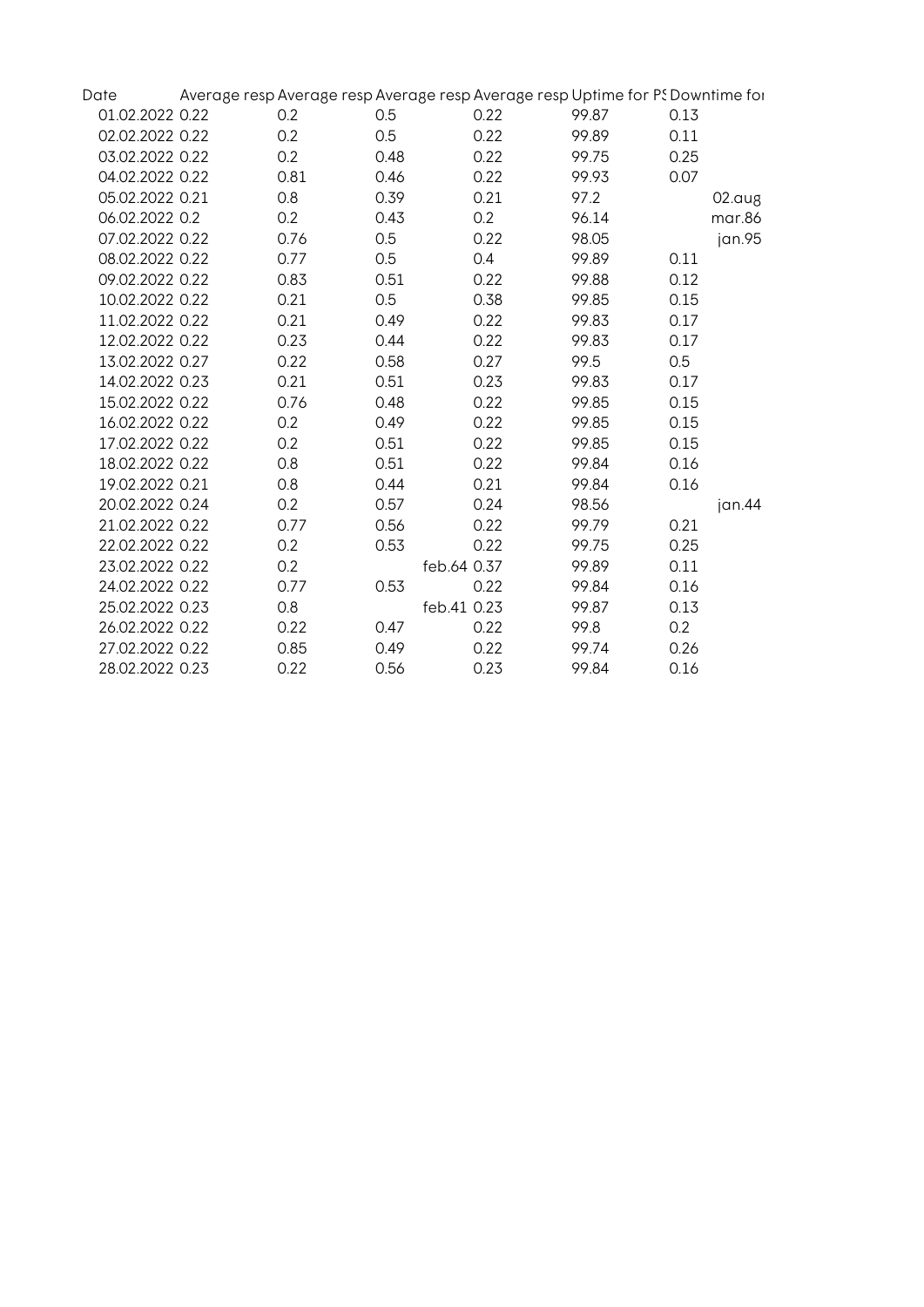| Date | Average resp | Average resp | Average resp | Average resp | Uptime for PS | Downtime for |
|---|---|---|---|---|---|---|
| 01.02.2022 | 0.22 | 0.2 | 0.5 | 0.22 | 99.87 | 0.13 |
| 02.02.2022 | 0.22 | 0.2 | 0.5 | 0.22 | 99.89 | 0.11 |
| 03.02.2022 | 0.22 | 0.2 | 0.48 | 0.22 | 99.75 | 0.25 |
| 04.02.2022 | 0.22 | 0.81 | 0.46 | 0.22 | 99.93 | 0.07 |
| 05.02.2022 | 0.21 | 0.8 | 0.39 | 0.21 | 97.2 | 02.aug |
| 06.02.2022 | 0.2 | 0.2 | 0.43 | 0.2 | 96.14 | mar.86 |
| 07.02.2022 | 0.22 | 0.76 | 0.5 | 0.22 | 98.05 | jan.95 |
| 08.02.2022 | 0.22 | 0.77 | 0.5 | 0.4 | 99.89 | 0.11 |
| 09.02.2022 | 0.22 | 0.83 | 0.51 | 0.22 | 99.88 | 0.12 |
| 10.02.2022 | 0.22 | 0.21 | 0.5 | 0.38 | 99.85 | 0.15 |
| 11.02.2022 | 0.22 | 0.21 | 0.49 | 0.22 | 99.83 | 0.17 |
| 12.02.2022 | 0.22 | 0.23 | 0.44 | 0.22 | 99.83 | 0.17 |
| 13.02.2022 | 0.27 | 0.22 | 0.58 | 0.27 | 99.5 | 0.5 |
| 14.02.2022 | 0.23 | 0.21 | 0.51 | 0.23 | 99.83 | 0.17 |
| 15.02.2022 | 0.22 | 0.76 | 0.48 | 0.22 | 99.85 | 0.15 |
| 16.02.2022 | 0.22 | 0.2 | 0.49 | 0.22 | 99.85 | 0.15 |
| 17.02.2022 | 0.22 | 0.2 | 0.51 | 0.22 | 99.85 | 0.15 |
| 18.02.2022 | 0.22 | 0.8 | 0.51 | 0.22 | 99.84 | 0.16 |
| 19.02.2022 | 0.21 | 0.8 | 0.44 | 0.21 | 99.84 | 0.16 |
| 20.02.2022 | 0.24 | 0.2 | 0.57 | 0.24 | 98.56 | jan.44 |
| 21.02.2022 | 0.22 | 0.77 | 0.56 | 0.22 | 99.79 | 0.21 |
| 22.02.2022 | 0.22 | 0.2 | 0.53 | 0.22 | 99.75 | 0.25 |
| 23.02.2022 | 0.22 | 0.2 | feb.64 | 0.37 | 99.89 | 0.11 |
| 24.02.2022 | 0.22 | 0.77 | 0.53 | 0.22 | 99.84 | 0.16 |
| 25.02.2022 | 0.23 | 0.8 | feb.41 | 0.23 | 99.87 | 0.13 |
| 26.02.2022 | 0.22 | 0.22 | 0.47 | 0.22 | 99.8 | 0.2 |
| 27.02.2022 | 0.22 | 0.85 | 0.49 | 0.22 | 99.74 | 0.26 |
| 28.02.2022 | 0.23 | 0.22 | 0.56 | 0.23 | 99.84 | 0.16 |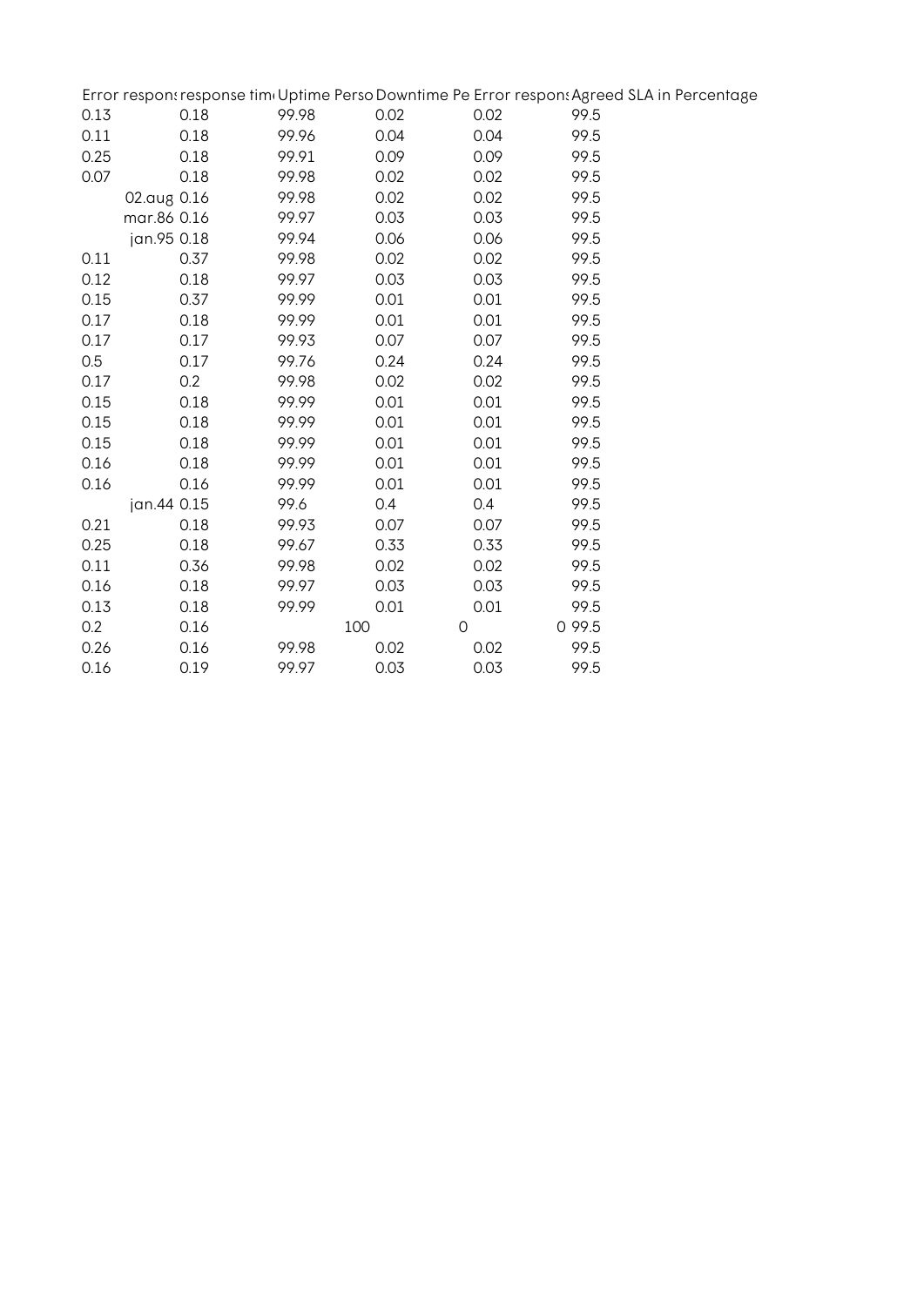| Error respons | response tim | Uptime Perso | Downtime Pe | Error respons | Agreed SLA in Percentage |
|---|---|---|---|---|---|
| 0.13 | 0.18 | 99.98 | 0.02 | 0.02 | 99.5 |
| 0.11 | 0.18 | 99.96 | 0.04 | 0.04 | 99.5 |
| 0.25 | 0.18 | 99.91 | 0.09 | 0.09 | 99.5 |
| 0.07 | 0.18 | 99.98 | 0.02 | 0.02 | 99.5 |
| 02.aug | 0.16 | 99.98 | 0.02 | 0.02 | 99.5 |
| mar.86 | 0.16 | 99.97 | 0.03 | 0.03 | 99.5 |
| jan.95 | 0.18 | 99.94 | 0.06 | 0.06 | 99.5 |
| 0.11 | 0.37 | 99.98 | 0.02 | 0.02 | 99.5 |
| 0.12 | 0.18 | 99.97 | 0.03 | 0.03 | 99.5 |
| 0.15 | 0.37 | 99.99 | 0.01 | 0.01 | 99.5 |
| 0.17 | 0.18 | 99.99 | 0.01 | 0.01 | 99.5 |
| 0.17 | 0.17 | 99.93 | 0.07 | 0.07 | 99.5 |
| 0.5 | 0.17 | 99.76 | 0.24 | 0.24 | 99.5 |
| 0.17 | 0.2 | 99.98 | 0.02 | 0.02 | 99.5 |
| 0.15 | 0.18 | 99.99 | 0.01 | 0.01 | 99.5 |
| 0.15 | 0.18 | 99.99 | 0.01 | 0.01 | 99.5 |
| 0.15 | 0.18 | 99.99 | 0.01 | 0.01 | 99.5 |
| 0.16 | 0.18 | 99.99 | 0.01 | 0.01 | 99.5 |
| 0.16 | 0.16 | 99.99 | 0.01 | 0.01 | 99.5 |
| jan.44 | 0.15 | 99.6 | 0.4 | 0.4 | 99.5 |
| 0.21 | 0.18 | 99.93 | 0.07 | 0.07 | 99.5 |
| 0.25 | 0.18 | 99.67 | 0.33 | 0.33 | 99.5 |
| 0.11 | 0.36 | 99.98 | 0.02 | 0.02 | 99.5 |
| 0.16 | 0.18 | 99.97 | 0.03 | 0.03 | 99.5 |
| 0.13 | 0.18 | 99.99 | 0.01 | 0.01 | 99.5 |
| 0.2 | 0.16 | | 100 | 0 | 0 99.5 |
| 0.26 | 0.16 | 99.98 | 0.02 | 0.02 | 99.5 |
| 0.16 | 0.19 | 99.97 | 0.03 | 0.03 | 99.5 |